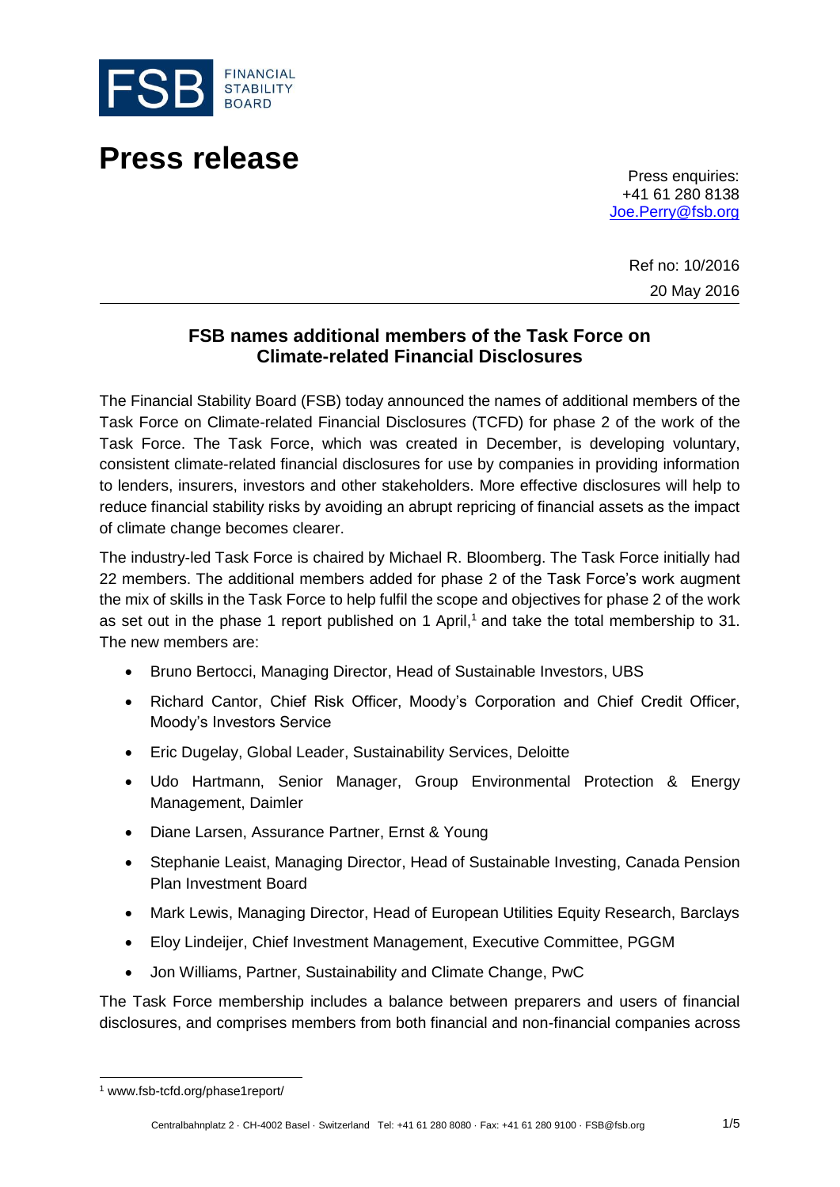FSB FINANCIAL STABILITY BOARD

# Press release

Press enquiries:
+41 61 280 8138
Joe.Perry@fsb.org

Ref no: 10/2016
20 May 2016

## FSB names additional members of the Task Force on Climate-related Financial Disclosures

The Financial Stability Board (FSB) today announced the names of additional members of the Task Force on Climate-related Financial Disclosures (TCFD) for phase 2 of the work of the Task Force. The Task Force, which was created in December, is developing voluntary, consistent climate-related financial disclosures for use by companies in providing information to lenders, insurers, investors and other stakeholders. More effective disclosures will help to reduce financial stability risks by avoiding an abrupt repricing of financial assets as the impact of climate change becomes clearer.

The industry-led Task Force is chaired by Michael R. Bloomberg. The Task Force initially had 22 members. The additional members added for phase 2 of the Task Force's work augment the mix of skills in the Task Force to help fulfil the scope and objectives for phase 2 of the work as set out in the phase 1 report published on 1 April,[1] and take the total membership to 31. The new members are:

- Bruno Bertocci, Managing Director, Head of Sustainable Investors, UBS
- Richard Cantor, Chief Risk Officer, Moody's Corporation and Chief Credit Officer, Moody's Investors Service
- Eric Dugelay, Global Leader, Sustainability Services, Deloitte
- Udo Hartmann, Senior Manager, Group Environmental Protection & Energy Management, Daimler
- Diane Larsen, Assurance Partner, Ernst & Young
- Stephanie Leaist, Managing Director, Head of Sustainable Investing, Canada Pension Plan Investment Board
- Mark Lewis, Managing Director, Head of European Utilities Equity Research, Barclays
- Eloy Lindeijer, Chief Investment Management, Executive Committee, PGGM
- Jon Williams, Partner, Sustainability and Climate Change, PwC

The Task Force membership includes a balance between preparers and users of financial disclosures, and comprises members from both financial and non-financial companies across

[1] www.fsb-tcfd.org/phase1report/

Centralbahnplatz 2 · CH-4002 Basel · Switzerland Tel: +41 61 280 8080 · Fax: +41 61 280 9100 · FSB@fsb.org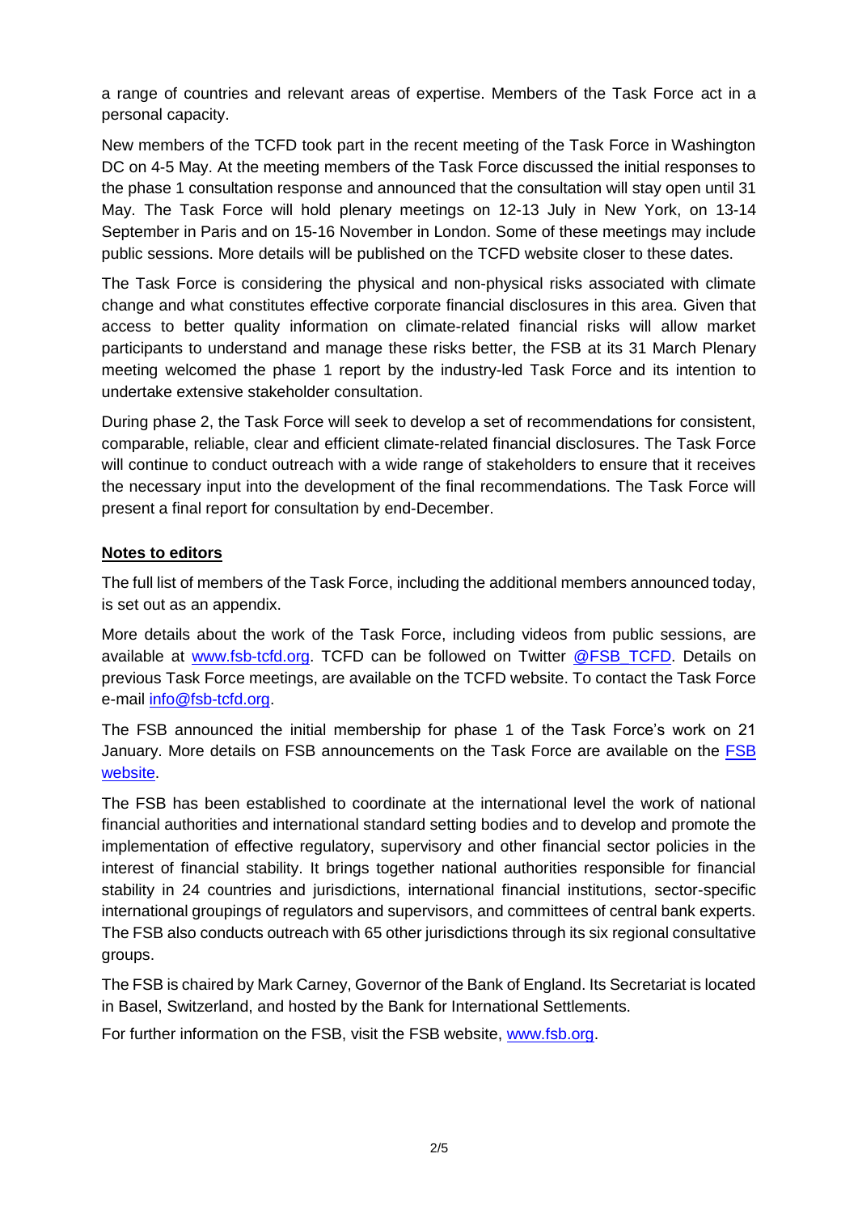a range of countries and relevant areas of expertise. Members of the Task Force act in a personal capacity.

New members of the TCFD took part in the recent meeting of the Task Force in Washington DC on 4-5 May. At the meeting members of the Task Force discussed the initial responses to the phase 1 consultation response and announced that the consultation will stay open until 31 May. The Task Force will hold plenary meetings on 12-13 July in New York, on 13-14 September in Paris and on 15-16 November in London. Some of these meetings may include public sessions. More details will be published on the TCFD website closer to these dates.

The Task Force is considering the physical and non-physical risks associated with climate change and what constitutes effective corporate financial disclosures in this area. Given that access to better quality information on climate-related financial risks will allow market participants to understand and manage these risks better, the FSB at its 31 March Plenary meeting welcomed the phase 1 report by the industry-led Task Force and its intention to undertake extensive stakeholder consultation.

During phase 2, the Task Force will seek to develop a set of recommendations for consistent, comparable, reliable, clear and efficient climate-related financial disclosures. The Task Force will continue to conduct outreach with a wide range of stakeholders to ensure that it receives the necessary input into the development of the final recommendations. The Task Force will present a final report for consultation by end-December.

**Notes to editors**

The full list of members of the Task Force, including the additional members announced today, is set out as an appendix.

More details about the work of the Task Force, including videos from public sessions, are available at [www.fsb-tcfd.org](http://www.fsb-tcfd.org). TCFD can be followed on Twitter [@FSB_TCFD](https://twitter.com/FSB_TCFD). Details on previous Task Force meetings, are available on the TCFD website. To contact the Task Force e-mail [info@fsb-tcfd.org](mailto:info@fsb-tcfd.org).

The FSB announced the initial membership for phase 1 of the Task Force's work on 21 January. More details on FSB announcements on the Task Force are available on the FSB website.

The FSB has been established to coordinate at the international level the work of national financial authorities and international standard setting bodies and to develop and promote the implementation of effective regulatory, supervisory and other financial sector policies in the interest of financial stability. It brings together national authorities responsible for financial stability in 24 countries and jurisdictions, international financial institutions, sector-specific international groupings of regulators and supervisors, and committees of central bank experts. The FSB also conducts outreach with 65 other jurisdictions through its six regional consultative groups.

The FSB is chaired by Mark Carney, Governor of the Bank of England. Its Secretariat is located in Basel, Switzerland, and hosted by the Bank for International Settlements.

For further information on the FSB, visit the FSB website, [www.fsb.org](http://www.fsb.org).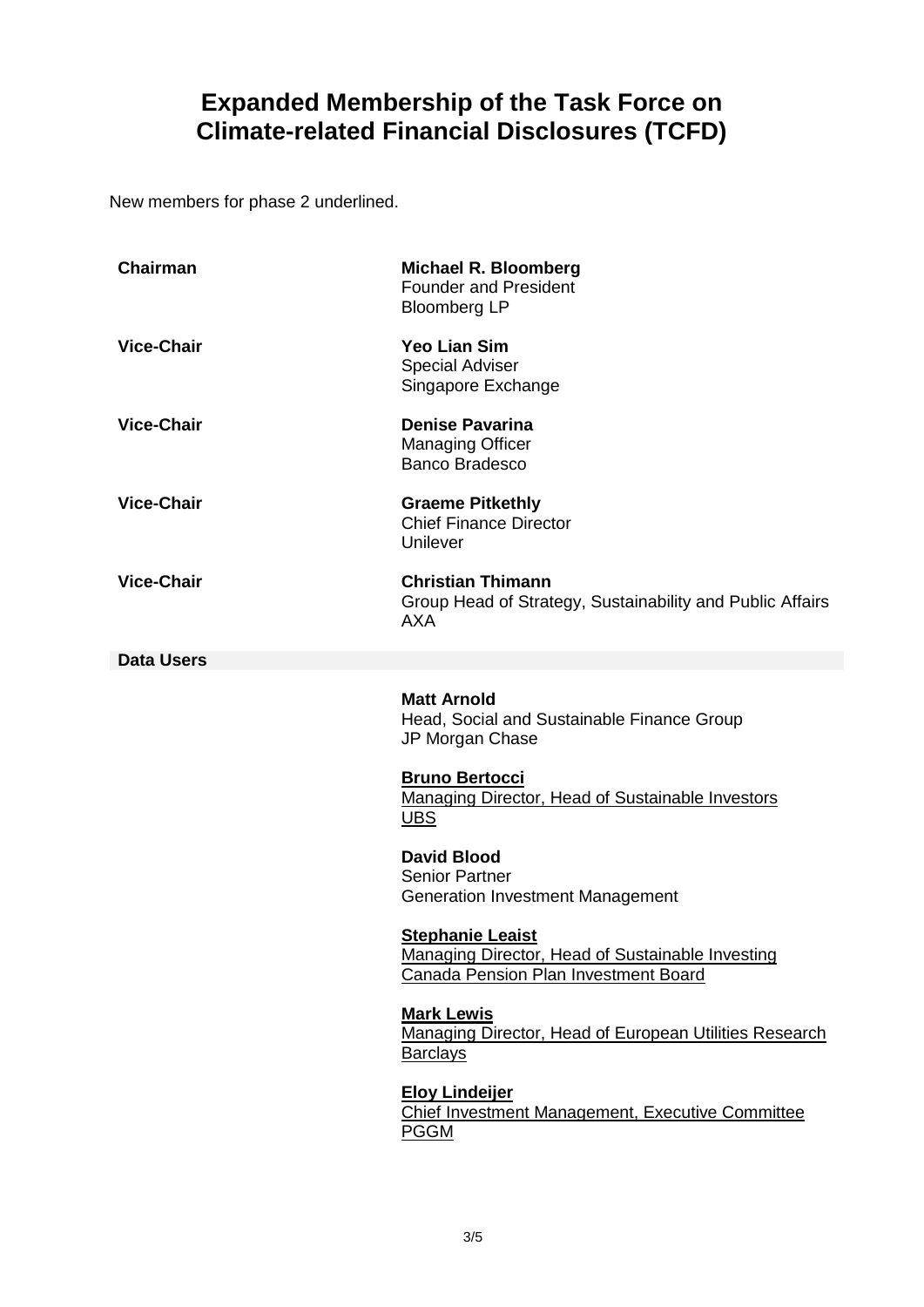# Expanded Membership of the Task Force on Climate-related Financial Disclosures (TCFD)

New members for phase 2 underlined.

| | |
|---|---|
| **Chairman** | **Michael R. Bloomberg**<br>Founder and President<br>Bloomberg LP |
| **Vice-Chair** | **Yeo Lian Sim**<br>Special Adviser<br>Singapore Exchange |
| **Vice-Chair** | **Denise Pavarina**<br>Managing Officer<br>Banco Bradesco |
| **Vice-Chair** | **Graeme Pitkethly**<br>Chief Finance Director<br>Unilever |
| **Vice-Chair** | **Christian Thimann**<br>Group Head of Strategy, Sustainability and Public Affairs<br>AXA |

**Data Users**

**Matt Arnold**
Head, Social and Sustainable Finance Group
JP Morgan Chase

<u>**Bruno Bertocci**</u>
<u>Managing Director, Head of Sustainable Investors</u>
<u>UBS</u>

**David Blood**
Senior Partner
Generation Investment Management

<u>**Stephanie Leaist**</u>
<u>Managing Director, Head of Sustainable Investing</u>
<u>Canada Pension Plan Investment Board</u>

<u>**Mark Lewis**</u>
<u>Managing Director, Head of European Utilities Research</u>
<u>Barclays</u>

<u>**Eloy Lindeijer**</u>
<u>Chief Investment Management, Executive Committee</u>
<u>PGGM</u>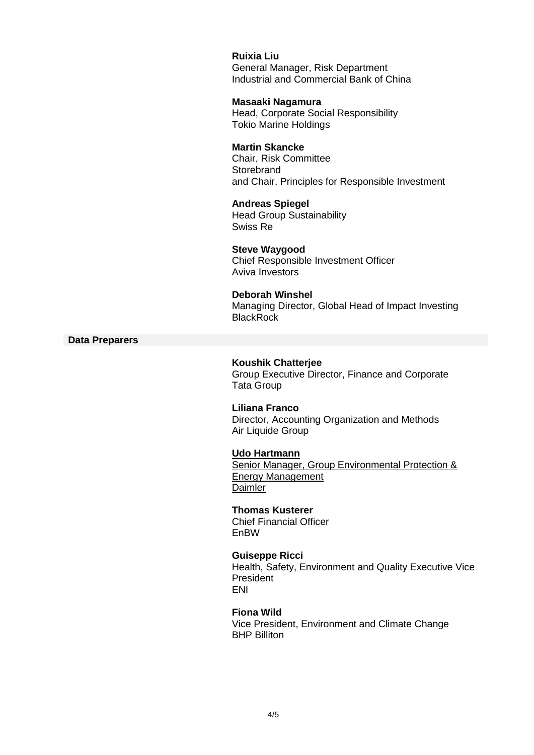**Ruixia Liu**
General Manager, Risk Department
Industrial and Commercial Bank of China

**Masaaki Nagamura**
Head, Corporate Social Responsibility
Tokio Marine Holdings

**Martin Skancke**
Chair, Risk Committee
Storebrand
and Chair, Principles for Responsible Investment

**Andreas Spiegel**
Head Group Sustainability
Swiss Re

**Steve Waygood**
Chief Responsible Investment Officer
Aviva Investors

**Deborah Winshel**
Managing Director, Global Head of Impact Investing
BlackRock

**Data Preparers**

**Koushik Chatterjee**
Group Executive Director, Finance and Corporate
Tata Group

**Liliana Franco**
Director, Accounting Organization and Methods
Air Liquide Group

**Udo Hartmann**
Senior Manager, Group Environmental Protection & Energy Management
Daimler

**Thomas Kusterer**
Chief Financial Officer
EnBW

**Guiseppe Ricci**
Health, Safety, Environment and Quality Executive Vice President
ENI

**Fiona Wild**
Vice President, Environment and Climate Change
BHP Billiton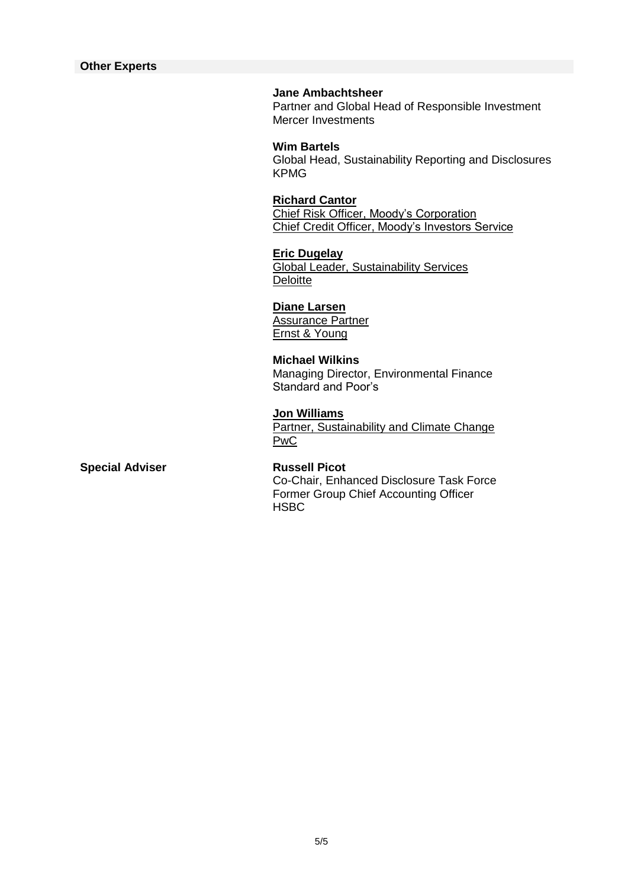## Other Experts

**Jane Ambachtsheer**
Partner and Global Head of Responsible Investment
Mercer Investments

**Wim Bartels**
Global Head, Sustainability Reporting and Disclosures
KPMG

**Richard Cantor**
Chief Risk Officer, Moody's Corporation
Chief Credit Officer, Moody's Investors Service

**Eric Dugelay**
Global Leader, Sustainability Services
Deloitte

**Diane Larsen**
Assurance Partner
Ernst & Young

**Michael Wilkins**
Managing Director, Environmental Finance
Standard and Poor's

**Jon Williams**
Partner, Sustainability and Climate Change
PwC

**Special Adviser**

**Russell Picot**
Co-Chair, Enhanced Disclosure Task Force
Former Group Chief Accounting Officer
HSBC